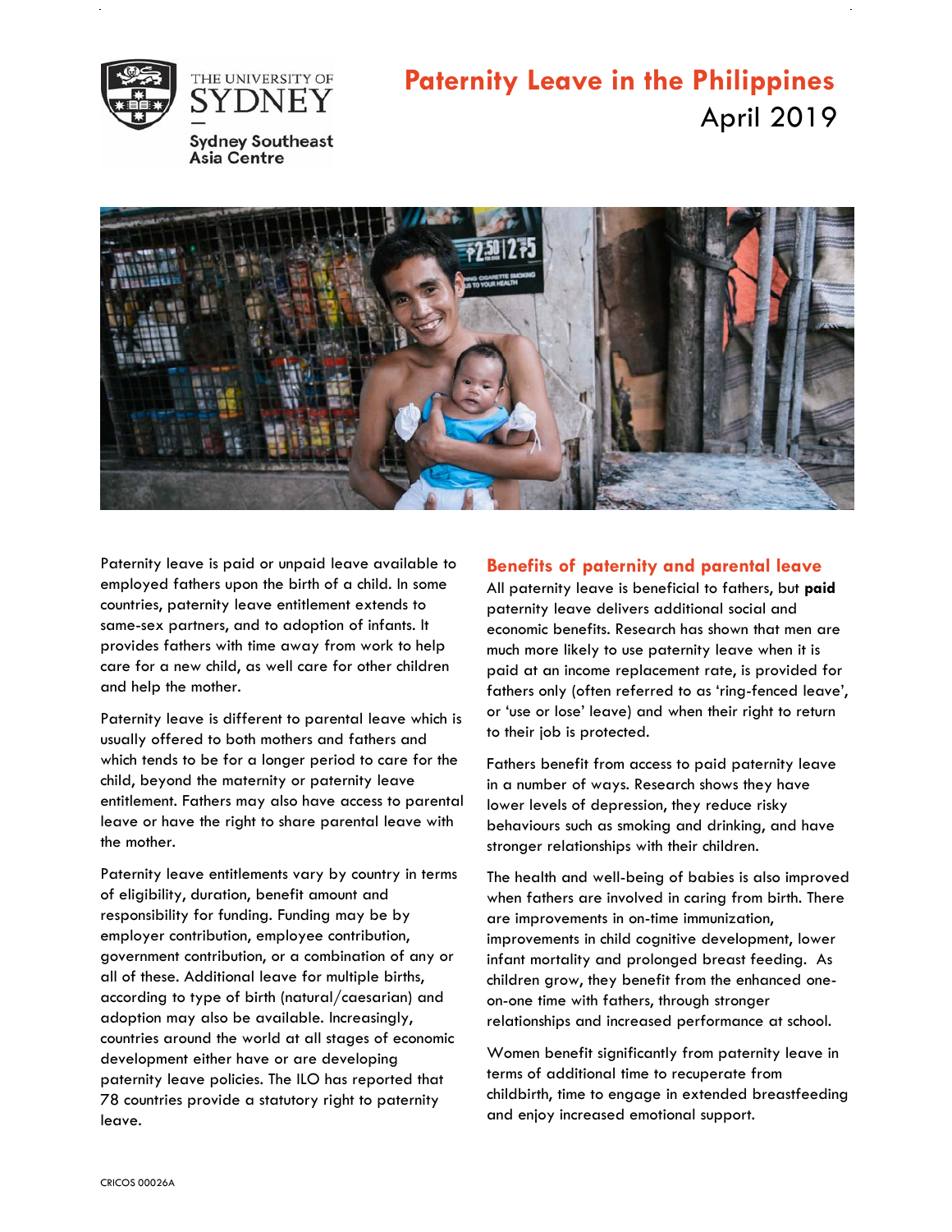# Paterity Leave in the Philippines

April 2019

Paternity leave is paid or unpaid leave available to employed fathers upon the birth of a child. In some countries, paternity leave entitlement extends to same-sex partners, and to adoption of infants. It provides fathers with time away from work to help care for a new child, as well care for other children and help the mother.

Paternity leave is different to parental leave which is usually offered to both mothers and fathers and which tends to be for a longer period to care for the child, beyond the maternity or paternity leave entitlement. Fathers may also have access to parental leave or have the right to share parental leave with the mother.

Paternity leave entitlements vary by country in terms of eligibility, duration, benefit amount and responsibility for funding. Funding may be by employer contribution, employee contribution, government contribution, or a combination of any or all of these. Additional leave for multiple births, according to type of birth (natural/caesarian) and adoption may also be available. Increasingly, countries around the world at all stages of economic development either have or are developing paternity leave policies. The ILO has reported that 78 countries provide a statutory right to paternity leave.

## Benefits of paternity and parental leave

All paternity leave is beneficial to fathers, but **paid** paternity leave delivers additional social and economic benefits. Research has shown that men are much more likely to use paternity leave when it is paid at an income replacement rate, is provided for fathers only (often referred to as 'ring-fenced leave', or 'use or lose' leave) and when their right to return to their job is protected.

Fathers benefit from access to paid paternity leave in a number of ways. Research shows they have lower levels of depression, they reduce risky behaviours such as smoking and drinking, and have stronger relationships with their children.

The health and well-being of babies is also improved when fathers are involved in caring from birth. There are improvements in on-time immunization, improvements in child cognitive development, lower infant mortality and prolonged breast feeding. As children grow, they benefit from the enhanced one-on-one time with fathers, through stronger relationships and increased performance at school.

Women benefit significantly from paternity leave in terms of additional time to recuperate from childbirth, time to engage in extended breastfeeding and enjoy increased emotional support.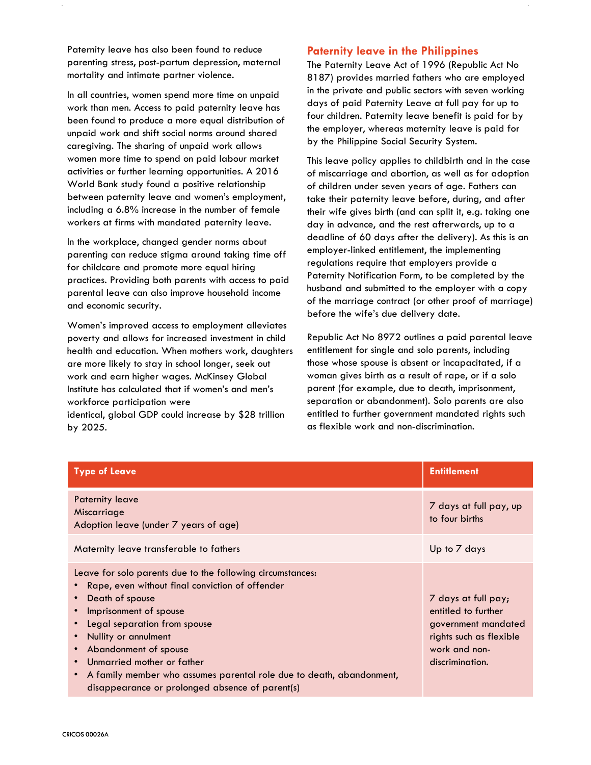Paternity leave has also been found to reduce parenting stress, post-partum depression, maternal mortality and intimate partner violence.

In all countries, women spend more time on unpaid work than men. Access to paid paternity leave has been found to produce a more equal distribution of unpaid work and shift social norms around shared caregiving. The sharing of unpaid work allows women more time to spend on paid labour market activities or further learning opportunities. A 2016 World Bank study found a positive relationship between paternity leave and women's employment, including a 6.8% increase in the number of female workers at firms with mandated paternity leave.

In the workplace, changed gender norms about parenting can reduce stigma around taking time off for childcare and promote more equal hiring practices. Providing both parents with access to paid parental leave can also improve household income and economic security.

Women's improved access to employment alleviates poverty and allows for increased investment in child health and education. When mothers work, daughters are more likely to stay in school longer, seek out work and earn higher wages. McKinsey Global Institute has calculated that if women's and men's workforce participation were identical, global GDP could increase by $28 trillion by 2025.

## Paternity leave in the Philippines

The Paternity Leave Act of 1996 (Republic Act No 8187) provides married fathers who are employed in the private and public sectors with seven working days of paid Paternity Leave at full pay for up to four children. Paternity leave benefit is paid for by the employer, whereas maternity leave is paid for by the Philippine Social Security System.

This leave policy applies to childbirth and in the case of miscarriage and abortion, as well as for adoption of children under seven years of age. Fathers can take their paternity leave before, during, and after their wife gives birth (and can split it, e.g. taking one day in advance, and the rest afterwards, up to a deadline of 60 days after the delivery). As this is an employer-linked entitlement, the implementing regulations require that employers provide a Paternity Notification Form, to be completed by the husband and submitted to the employer with a copy of the marriage contract (or other proof of marriage) before the wife's due delivery date.

Republic Act No 8972 outlines a paid parental leave entitlement for single and solo parents, including those whose spouse is absent or incapacitated, if a woman gives birth as a result of rape, or if a solo parent (for example, due to death, imprisonment, separation or abandonment). Solo parents are also entitled to further government mandated rights such as flexible work and non-discrimination.

| Type of Leave | Entitlement |
|---|---|
| Paternity leave<br>Miscarriage<br>Adoption leave (under 7 years of age) | 7 days at full pay, up to four births |
| Maternity leave transferable to fathers | Up to 7 days |
| Leave for solo parents due to the following circumstances:<br>• Rape, even without final conviction of offender<br>• Death of spouse<br>• Imprisonment of spouse<br>• Legal separation from spouse<br>• Nullity or annulment<br>• Abandonment of spouse<br>• Unmarried mother or father<br>• A family member who assumes parental role due to death, abandonment, disappearance or prolonged absence of parent(s) | 7 days at full pay; entitled to further government mandated rights such as flexible work and non-discrimination. |

CRICOS 00026A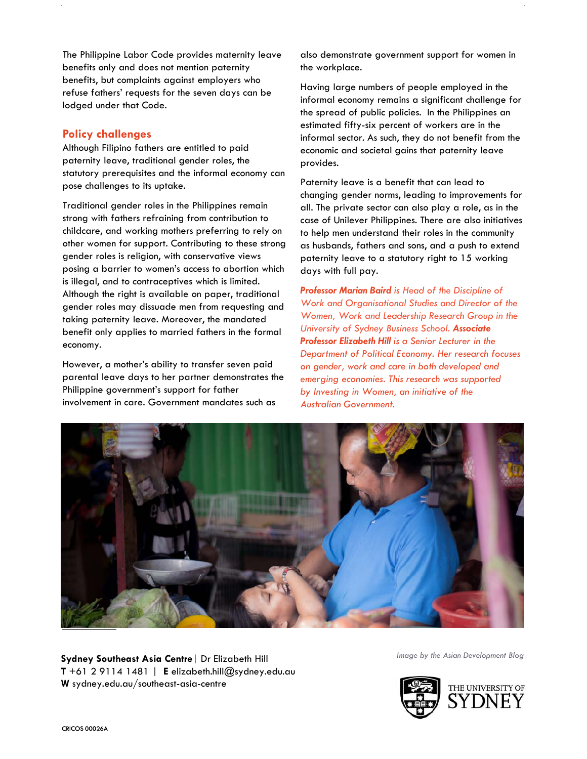The Philippine Labor Code provides maternity leave benefits only and does not mention paternity benefits, but complaints against employers who refuse fathers' requests for the seven days can be lodged under that Code.

## Policy challenges

Although Filipino fathers are entitled to paid paternity leave, traditional gender roles, the statutory prerequisites and the informal economy can pose challenges to its uptake.

Traditional gender roles in the Philippines remain strong with fathers refraining from contribution to childcare, and working mothers preferring to rely on other women for support. Contributing to these strong gender roles is religion, with conservative views posing a barrier to women's access to abortion which is illegal, and to contraceptives which is limited. Although the right is available on paper, traditional gender roles may dissuade men from requesting and taking paternity leave. Moreover, the mandated benefit only applies to married fathers in the formal economy.

However, a mother's ability to transfer seven paid parental leave days to her partner demonstrates the Philippine government's support for father involvement in care. Government mandates such as also demonstrate government support for women in the workplace.

Having large numbers of people employed in the informal economy remains a significant challenge for the spread of public policies. In the Philippines an estimated fifty-six percent of workers are in the informal sector. As such, they do not benefit from the economic and societal gains that paternity leave provides.

Paternity leave is a benefit that can lead to changing gender norms, leading to improvements for all. The private sector can also play a role, as in the case of Unilever Philippines. There are also initiatives to help men understand their roles in the community as husbands, fathers and sons, and a push to extend paternity leave to a statutory right to 15 working days with full pay.

***Professor Marian Baird*** *is Head of the Discipline of Work and Organisational Studies and Director of the Women, Work and Leadership Research Group in the University of Sydney Business School.* ***Associate Professor Elizabeth Hill*** *is a Senior Lecturer in the Department of Political Economy. Her research focuses on gender, work and care in both developed and emerging economies. This research was supported by Investing in Women, an initiative of the Australian Government.*

*Image by the Asian Development Blog*

**Sydney Southeast Asia Centre**| Dr Elizabeth Hill
**T** +61 2 9114 1481 | **E** elizabeth.hill@sydney.edu.au
**W** sydney.edu.au/southeast-asia-centre

THE UNIVERSITY OF SYDNEY

CRICOS 00026A